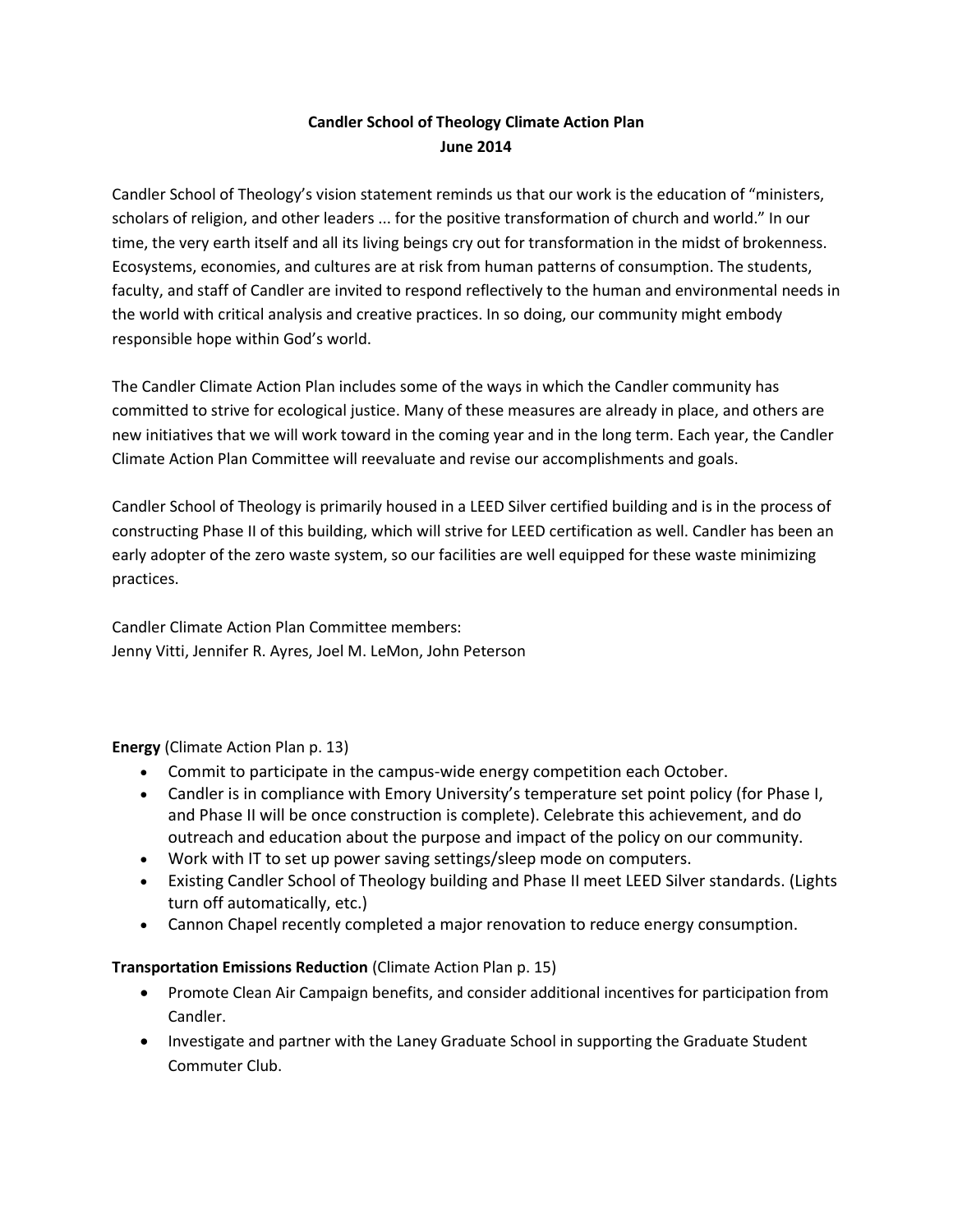# Candler School of Theology Climate Action Plan
## June 2014

Candler School of Theology's vision statement reminds us that our work is the education of "ministers, scholars of religion, and other leaders ... for the positive transformation of church and world." In our time, the very earth itself and all its living beings cry out for transformation in the midst of brokenness. Ecosystems, economies, and cultures are at risk from human patterns of consumption. The students, faculty, and staff of Candler are invited to respond reflectively to the human and environmental needs in the world with critical analysis and creative practices. In so doing, our community might embody responsible hope within God's world.

The Candler Climate Action Plan includes some of the ways in which the Candler community has committed to strive for ecological justice. Many of these measures are already in place, and others are new initiatives that we will work toward in the coming year and in the long term. Each year, the Candler Climate Action Plan Committee will reevaluate and revise our accomplishments and goals.

Candler School of Theology is primarily housed in a LEED Silver certified building and is in the process of constructing Phase II of this building, which will strive for LEED certification as well. Candler has been an early adopter of the zero waste system, so our facilities are well equipped for these waste minimizing practices.

Candler Climate Action Plan Committee members:
Jenny Vitti, Jennifer R. Ayres, Joel M. LeMon, John Peterson

**Energy** (Climate Action Plan p. 13)

- Commit to participate in the campus-wide energy competition each October.
- Candler is in compliance with Emory University's temperature set point policy (for Phase I, and Phase II will be once construction is complete). Celebrate this achievement, and do outreach and education about the purpose and impact of the policy on our community.
- Work with IT to set up power saving settings/sleep mode on computers.
- Existing Candler School of Theology building and Phase II meet LEED Silver standards. (Lights turn off automatically, etc.)
- Cannon Chapel recently completed a major renovation to reduce energy consumption.

**Transportation Emissions Reduction** (Climate Action Plan p. 15)

- Promote Clean Air Campaign benefits, and consider additional incentives for participation from Candler.
- Investigate and partner with the Laney Graduate School in supporting the Graduate Student Commuter Club.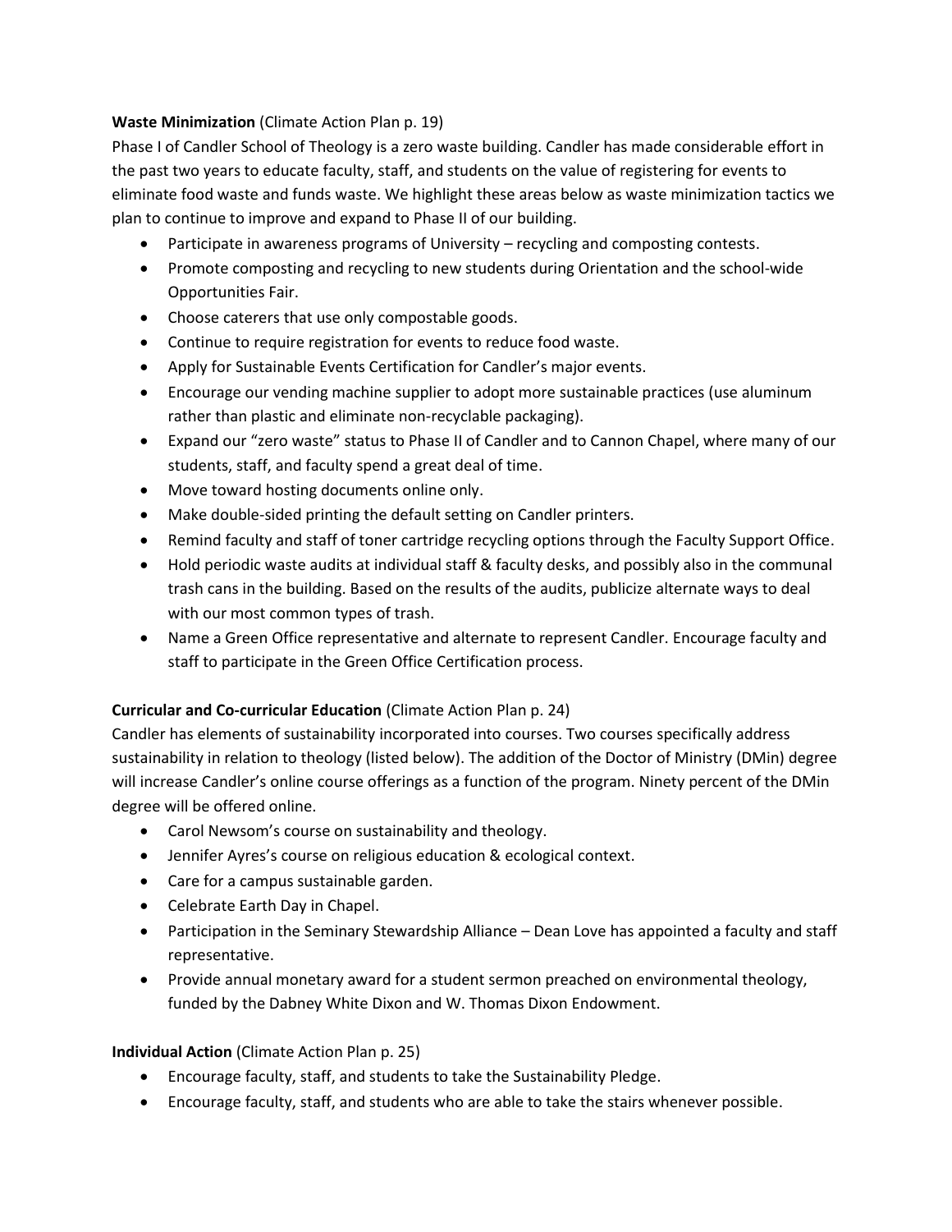**Waste Minimization** (Climate Action Plan p. 19)

Phase I of Candler School of Theology is a zero waste building. Candler has made considerable effort in the past two years to educate faculty, staff, and students on the value of registering for events to eliminate food waste and funds waste. We highlight these areas below as waste minimization tactics we plan to continue to improve and expand to Phase II of our building.

- Participate in awareness programs of University – recycling and composting contests.
- Promote composting and recycling to new students during Orientation and the school-wide Opportunities Fair.
- Choose caterers that use only compostable goods.
- Continue to require registration for events to reduce food waste.
- Apply for Sustainable Events Certification for Candler's major events.
- Encourage our vending machine supplier to adopt more sustainable practices (use aluminum rather than plastic and eliminate non-recyclable packaging).
- Expand our "zero waste" status to Phase II of Candler and to Cannon Chapel, where many of our students, staff, and faculty spend a great deal of time.
- Move toward hosting documents online only.
- Make double-sided printing the default setting on Candler printers.
- Remind faculty and staff of toner cartridge recycling options through the Faculty Support Office.
- Hold periodic waste audits at individual staff & faculty desks, and possibly also in the communal trash cans in the building. Based on the results of the audits, publicize alternate ways to deal with our most common types of trash.
- Name a Green Office representative and alternate to represent Candler. Encourage faculty and staff to participate in the Green Office Certification process.

**Curricular and Co-curricular Education** (Climate Action Plan p. 24)

Candler has elements of sustainability incorporated into courses. Two courses specifically address sustainability in relation to theology (listed below). The addition of the Doctor of Ministry (DMin) degree will increase Candler's online course offerings as a function of the program. Ninety percent of the DMin degree will be offered online.

- Carol Newsom's course on sustainability and theology.
- Jennifer Ayres's course on religious education & ecological context.
- Care for a campus sustainable garden.
- Celebrate Earth Day in Chapel.
- Participation in the Seminary Stewardship Alliance – Dean Love has appointed a faculty and staff representative.
- Provide annual monetary award for a student sermon preached on environmental theology, funded by the Dabney White Dixon and W. Thomas Dixon Endowment.

**Individual Action** (Climate Action Plan p. 25)

- Encourage faculty, staff, and students to take the Sustainability Pledge.
- Encourage faculty, staff, and students who are able to take the stairs whenever possible.